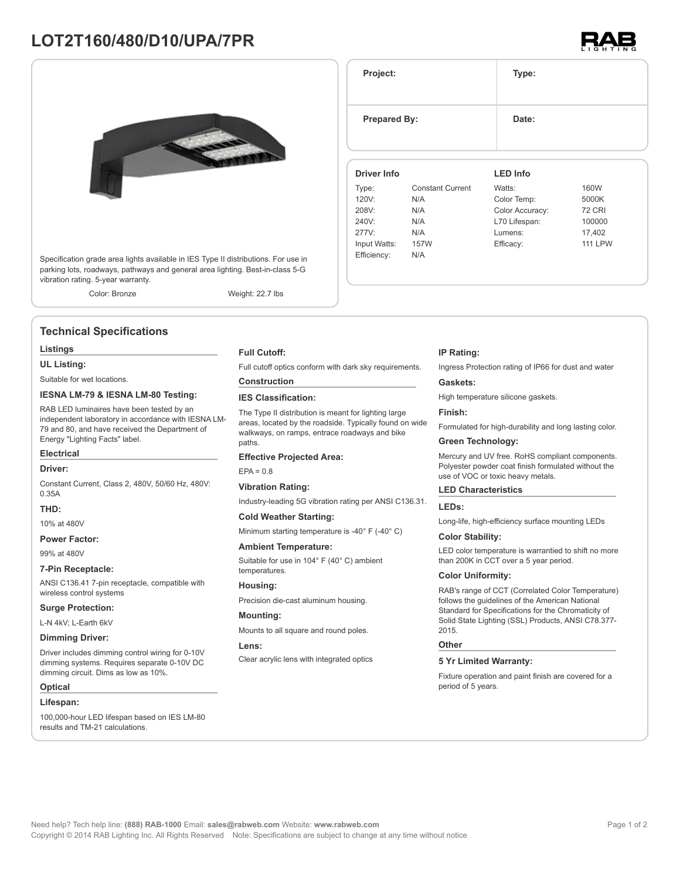# LOT2T160/480/D10/UPA/7PR

RAB LIGHTING

Specification grade area lights available in IES Type II distributions. For use in parking lots, roadways, pathways and general area lighting. Best-in-class 5-G vibration rating. 5-year warranty.

Color: Bronze | Weight: 22.7 lbs

| Project: | Type: |
|---|---|
| Prepared By: | Date: |

| Driver Info | | LED Info | |
|---|---|---|---|
| Type: | Constant Current | Watts: | 160W |
| 120V: | N/A | Color Temp: | 5000K |
| 208V: | N/A | Color Accuracy: | 72 CRI |
| 240V: | N/A | L70 Lifespan: | 100000 |
| 277V: | N/A | Lumens: | 17,402 |
| Input Watts: | 157W | Efficacy: | 111 LPW |
| Efficiency: | N/A | | |

## Technical Specifications

### Listings

**UL Listing:**

Suitable for wet locations.

**IESNA LM-79 & IESNA LM-80 Testing:**

RAB LED luminaires have been tested by an independent laboratory in accordance with IESNA LM-79 and 80, and have received the Department of Energy "Lighting Facts" label.

### Electrical

**Driver:**

Constant Current, Class 2, 480V, 50/60 Hz, 480V: 0.35A

**THD:**

10% at 480V

**Power Factor:**

99% at 480V

**7-Pin Receptacle:**

ANSI C136.41 7-pin receptacle, compatible with wireless control systems

**Surge Protection:**

L-N 4kV; L-Earth 6kV

**Dimming Driver:**

Driver includes dimming control wiring for 0-10V dimming systems. Requires separate 0-10V DC dimming circuit. Dims as low as 10%.

### Optical

**Lifespan:**

100,000-hour LED lifespan based on IES LM-80 results and TM-21 calculations.

**Full Cutoff:**

Full cutoff optics conform with dark sky requirements.

### Construction

**IES Classification:**

The Type II distribution is meant for lighting large areas, located by the roadside. Typically found on wide walkways, on ramps, entrace roadways and bike paths.

**Effective Projected Area:**

EPA = 0.8

**Vibration Rating:**

Industry-leading 5G vibration rating per ANSI C136.31.

**Cold Weather Starting:**

Minimum starting temperature is -40° F (-40° C)

**Ambient Temperature:**

Suitable for use in 104° F (40° C) ambient temperatures.

**Housing:**

Precision die-cast aluminum housing.

**Mounting:**

Mounts to all square and round poles.

**Lens:**

Clear acrylic lens with integrated optics

**IP Rating:**

Ingress Protection rating of IP66 for dust and water

**Gaskets:**

High temperature silicone gaskets.

**Finish:**

Formulated for high-durability and long lasting color.

**Green Technology:**

Mercury and UV free. RoHS compliant components. Polyester powder coat finish formulated without the use of VOC or toxic heavy metals.

### LED Characteristics

**LEDs:**

Long-life, high-efficiency surface mounting LEDs

**Color Stability:**

LED color temperature is warrantied to shift no more than 200K in CCT over a 5 year period.

**Color Uniformity:**

RAB's range of CCT (Correlated Color Temperature) follows the guidelines of the American National Standard for Specifications for the Chromaticity of Solid State Lighting (SSL) Products, ANSI C78.377-2015.

### Other

**5 Yr Limited Warranty:**

Fixture operation and paint finish are covered for a period of 5 years.

Need help? Tech help line: **(888) RAB-1000** Email: **sales@rabweb.com** Website: **www.rabweb.com**
Copyright © 2014 RAB Lighting Inc. All Rights Reserved Note: Specifications are subject to change at any time without notice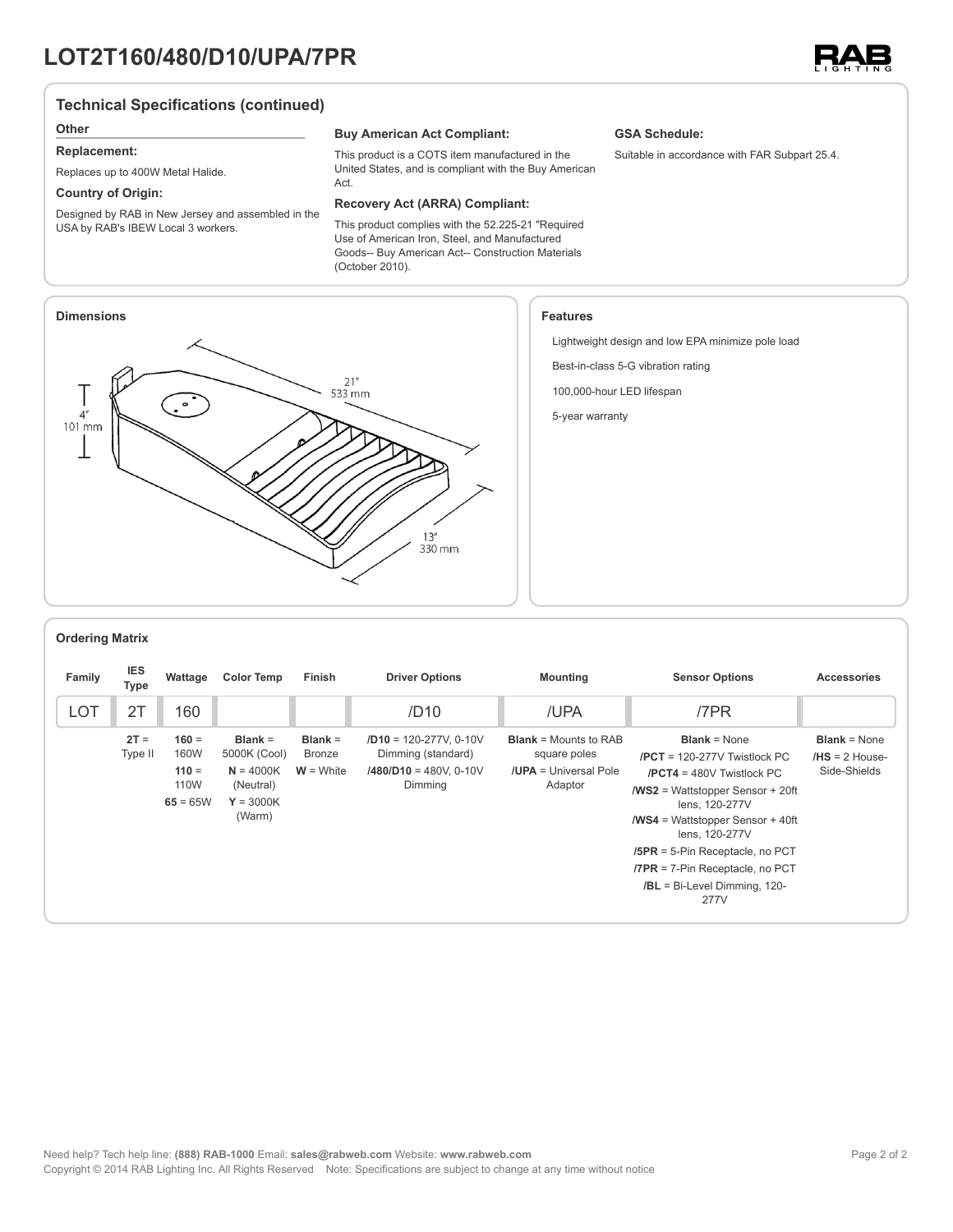# LOT2T160/480/D10/UPA/7PR

## Technical Specifications (continued)

### Other

**Replacement:**

Replaces up to 400W Metal Halide.

**Country of Origin:**

Designed by RAB in New Jersey and assembled in the USA by RAB's IBEW Local 3 workers.

**Buy American Act Compliant:**

This product is a COTS item manufactured in the United States, and is compliant with the Buy American Act.

**Recovery Act (ARRA) Compliant:**

This product complies with the 52.225-21 "Required Use of American Iron, Steel, and Manufactured Goods-- Buy American Act-- Construction Materials (October 2010).

**GSA Schedule:**

Suitable in accordance with FAR Subpart 25.4.

## Dimensions

21"
533 mm

4"
101 mm

13"
330 mm

## Features

Lightweight design and low EPA minimize pole load

Best-in-class 5-G vibration rating

100,000-hour LED lifespan

5-year warranty

## Ordering Matrix

| Family | IES Type | Wattage | Color Temp | Finish | Driver Options | Mounting | Sensor Options | Accessories |
|---|---|---|---|---|---|---|---|---|
| LOT | 2T | 160 | | | /D10 | /UPA | /7PR | |
| | **2T** = Type II | **160** = 160W<br>**110** = 110W<br>**65** = 65W | **Blank** = 5000K (Cool)<br>**N** = 4000K (Neutral)<br>**Y** = 3000K (Warm) | **Blank** = Bronze<br>**W** = White | **/D10** = 120-277V, 0-10V Dimming (standard)<br>**/480/D10** = 480V, 0-10V Dimming | **Blank** = Mounts to RAB square poles<br>**/UPA** = Universal Pole Adaptor | **Blank** = None<br>**/PCT** = 120-277V Twistlock PC<br>**/PCT4** = 480V Twistlock PC<br>**/WS2** = Wattstopper Sensor + 20ft lens, 120-277V<br>**/WS4** = Wattstopper Sensor + 40ft lens, 120-277V<br>**/5PR** = 5-Pin Receptacle, no PCT<br>**/7PR** = 7-Pin Receptacle, no PCT<br>**/BL** = Bi-Level Dimming, 120-277V | **Blank** = None<br>**/HS** = 2 House-Side-Shields |

Need help? Tech help line: **(888) RAB-1000** Email: **sales@rabweb.com** Website: **www.rabweb.com**
Copyright © 2014 RAB Lighting Inc. All Rights Reserved Note: Specifications are subject to change at any time without notice